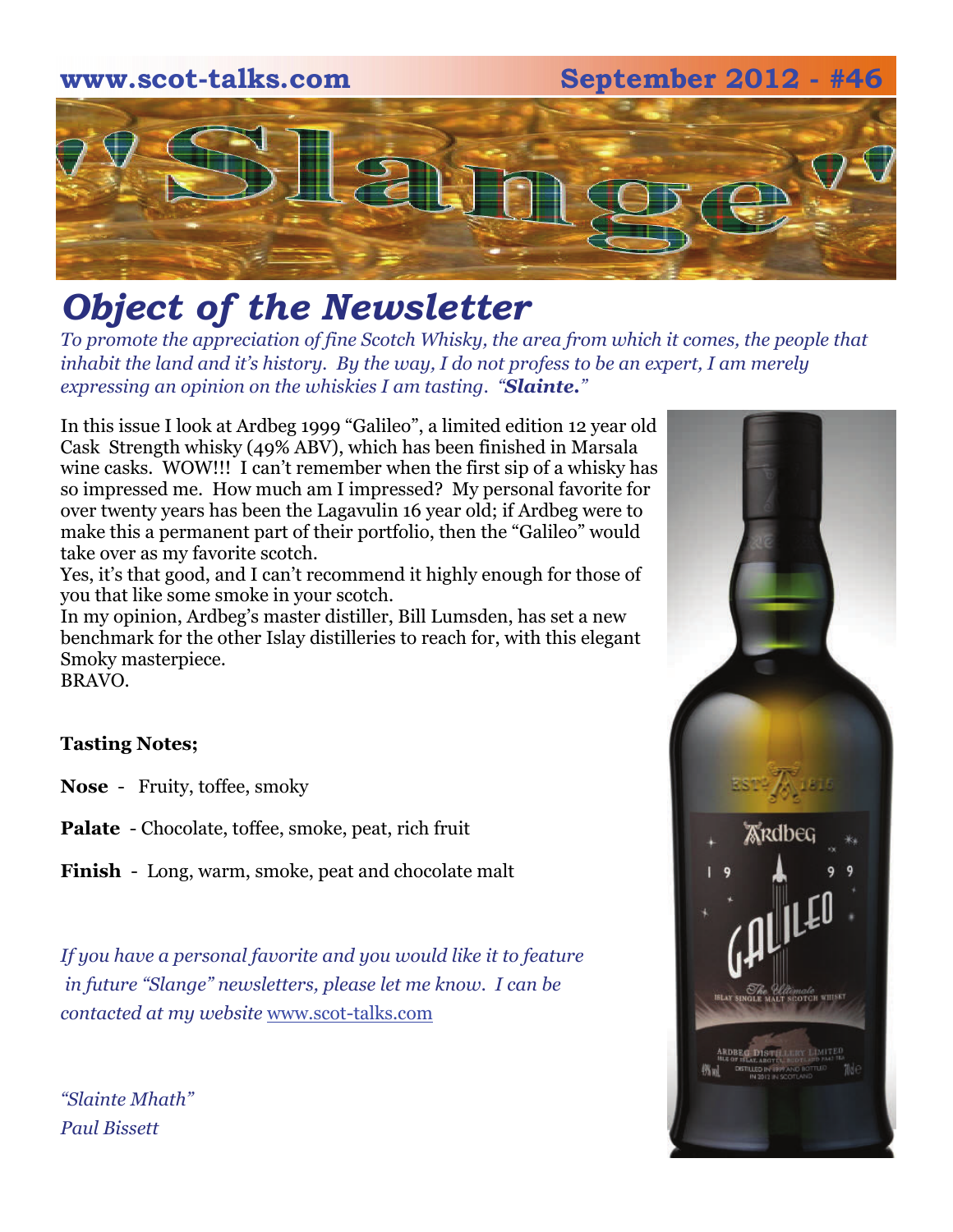www.scot-talks.com September 2012 - #46

# "Slange"

## *Object of the Newsletter*

*To promote the appreciation of fine Scotch Whisky, the area from which it comes, the people that inhabit the land and it's history. By the way, I do not profess to be an expert, I am merely expressing an opinion on the whiskies I am tasting. "**Slainte.**"*

In this issue I look at Ardbeg 1999 "Galileo", a limited edition 12 year old Cask Strength whisky (49% ABV), which has been finished in Marsala wine casks. WOW!!! I can't remember when the first sip of a whisky has so impressed me. How much am I impressed? My personal favorite for over twenty years has been the Lagavulin 16 year old; if Ardbeg were to make this a permanent part of their portfolio, then the "Galileo" would take over as my favorite scotch.
Yes, it's that good, and I can't recommend it highly enough for those of you that like some smoke in your scotch.
In my opinion, Ardbeg's master distiller, Bill Lumsden, has set a new benchmark for the other Islay distilleries to reach for, with this elegant Smoky masterpiece.
BRAVO.

**Tasting Notes;**

**Nose** - Fruity, toffee, smoky

**Palate** - Chocolate, toffee, smoke, peat, rich fruit

**Finish** - Long, warm, smoke, peat and chocolate malt

*If you have a personal favorite and you would like it to feature in future "Slange" newsletters, please let me know. I can be contacted at my website* www.scot-talks.com

*"Slainte Mhath"*
*Paul Bissett*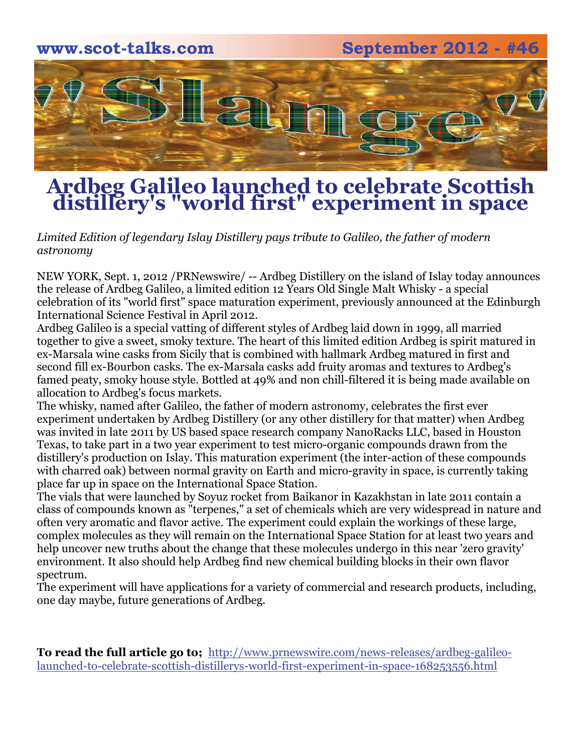# Ardbeg Galileo launched to celebrate Scottish distillery's "world first" experiment in space

*Limited Edition of legendary Islay Distillery pays tribute to Galileo, the father of modern astronomy*

NEW YORK, Sept. 1, 2012 /PRNewswire/ -- Ardbeg Distillery on the island of Islay today announces the release of Ardbeg Galileo, a limited edition 12 Years Old Single Malt Whisky - a special celebration of its "world first" space maturation experiment, previously announced at the Edinburgh International Science Festival in April 2012.

Ardbeg Galileo is a special vatting of different styles of Ardbeg laid down in 1999, all married together to give a sweet, smoky texture. The heart of this limited edition Ardbeg is spirit matured in ex-Marsala wine casks from Sicily that is combined with hallmark Ardbeg matured in first and second fill ex-Bourbon casks. The ex-Marsala casks add fruity aromas and textures to Ardbeg's famed peaty, smoky house style. Bottled at 49% and non chill-filtered it is being made available on allocation to Ardbeg's focus markets.

The whisky, named after Galileo, the father of modern astronomy, celebrates the first ever experiment undertaken by Ardbeg Distillery (or any other distillery for that matter) when Ardbeg was invited in late 2011 by US based space research company NanoRacks LLC, based in Houston Texas, to take part in a two year experiment to test micro-organic compounds drawn from the distillery's production on Islay. This maturation experiment (the inter-action of these compounds with charred oak) between normal gravity on Earth and micro-gravity in space, is currently taking place far up in space on the International Space Station.

The vials that were launched by Soyuz rocket from Baikanor in Kazakhstan in late 2011 contain a class of compounds known as "terpenes," a set of chemicals which are very widespread in nature and often very aromatic and flavor active. The experiment could explain the workings of these large, complex molecules as they will remain on the International Space Station for at least two years and help uncover new truths about the change that these molecules undergo in this near 'zero gravity' environment. It also should help Ardbeg find new chemical building blocks in their own flavor spectrum.

The experiment will have applications for a variety of commercial and research products, including, one day maybe, future generations of Ardbeg.

**To read the full article go to;** http://www.prnewswire.com/news-releases/ardbeg-galileo-launched-to-celebrate-scottish-distillerys-world-first-experiment-in-space-168253556.html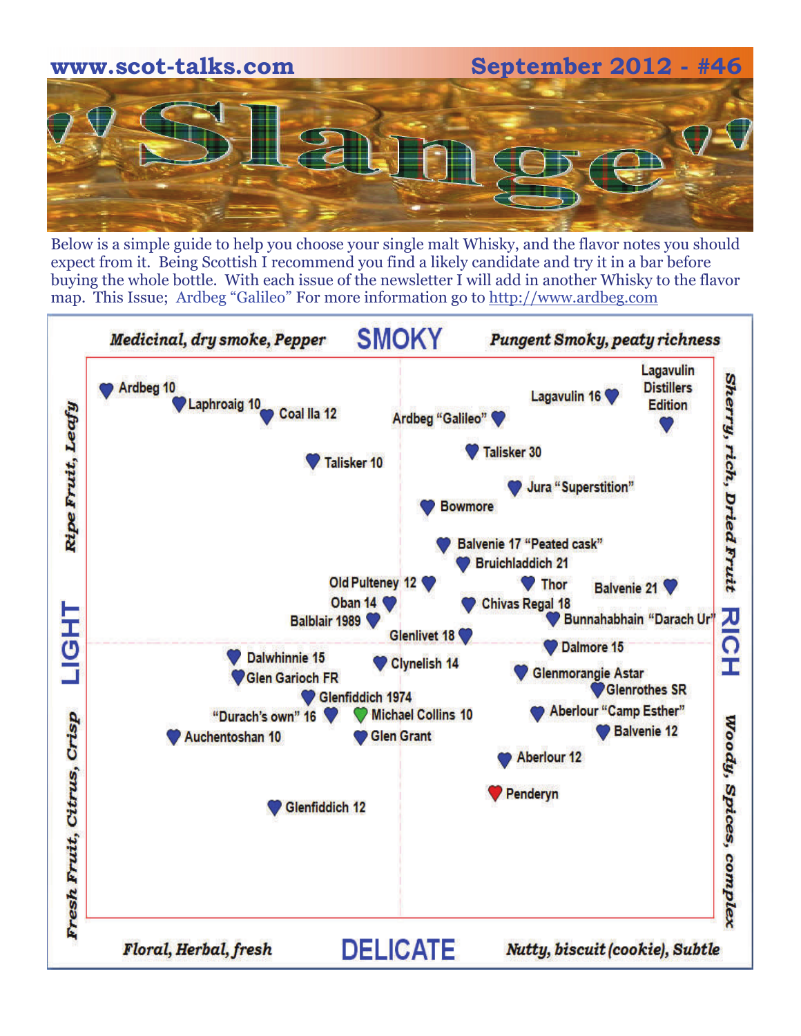# 'Slange'

Below is a simple guide to help you choose your single malt Whisky, and the flavor notes you should expect from it. Being Scottish I recommend you find a likely candidate and try it in a bar before buying the whole bottle. With each issue of the newsletter I will add in another Whisky to the flavor map. This Issue; Ardbeg "Galileo" For more information go to http://www.ardbeg.com

*Medicinal, dry smoke, Pepper* — **SMOKY** — *Pungent Smoky, peaty richness*

*Ripe Fruit, Leafy* — **LIGHT** — *Fresh Fruit, Citrus, Crisp*

*Sherry, rich, Dried Fruit* — **RICH** — *Woody, Spices, complex*

*Floral, Herbal, fresh* — **DELICATE** — *Nutty, biscuit (cookie), Subtle*

Ardbeg 10
Laphroaig 10
Coal Ila 12
Ardbeg "Galileo"
Lagavulin 16
Lagavulin Distillers Edition
Talisker 10
Talisker 30
Jura "Superstition"
Bowmore
Balvenie 17 "Peated cask"
Bruichladdich 21
Old Pulteney 12
Thor
Balvenie 21
Oban 14
Chivas Regal 18
Balblair 1989
Bunnahabhain "Darach Ur"
Glenlivet 18
Dalwhinnie 15
Dalmore 15
Clynelish 14
Glen Garioch FR
Glenmorangie Astar
Glenrothes SR
Glenfiddich 1974
"Durach's own" 16
Michael Collins 10
Aberlour "Camp Esther"
Balvenie 12
Auchentoshan 10
Glen Grant
Aberlour 12
Penderyn
Glenfiddich 12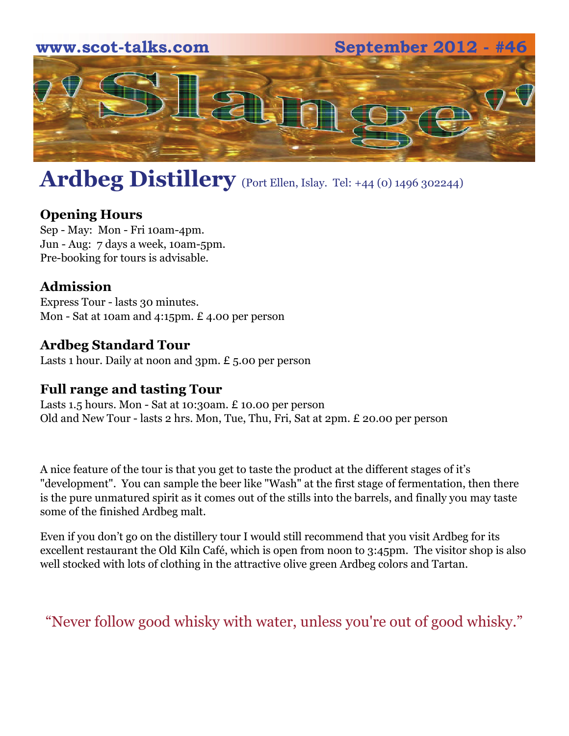# Ardbeg Distillery (Port Ellen, Islay. Tel: +44 (0) 1496 302244)

### Opening Hours

Sep - May: Mon - Fri 10am-4pm.
Jun - Aug: 7 days a week, 10am-5pm.
Pre-booking for tours is advisable.

### Admission

Express Tour - lasts 30 minutes.
Mon - Sat at 10am and 4:15pm. £ 4.00 per person

### Ardbeg Standard Tour

Lasts 1 hour. Daily at noon and 3pm. £ 5.00 per person

### Full range and tasting Tour

Lasts 1.5 hours. Mon - Sat at 10:30am. £ 10.00 per person
Old and New Tour - lasts 2 hrs. Mon, Tue, Thu, Fri, Sat at 2pm. £ 20.00 per person

A nice feature of the tour is that you get to taste the product at the different stages of it's "development". You can sample the beer like "Wash" at the first stage of fermentation, then there is the pure unmatured spirit as it comes out of the stills into the barrels, and finally you may taste some of the finished Ardbeg malt.

Even if you don't go on the distillery tour I would still recommend that you visit Ardbeg for its excellent restaurant the Old Kiln Café, which is open from noon to 3:45pm. The visitor shop is also well stocked with lots of clothing in the attractive olive green Ardbeg colors and Tartan.

"Never follow good whisky with water, unless you're out of good whisky."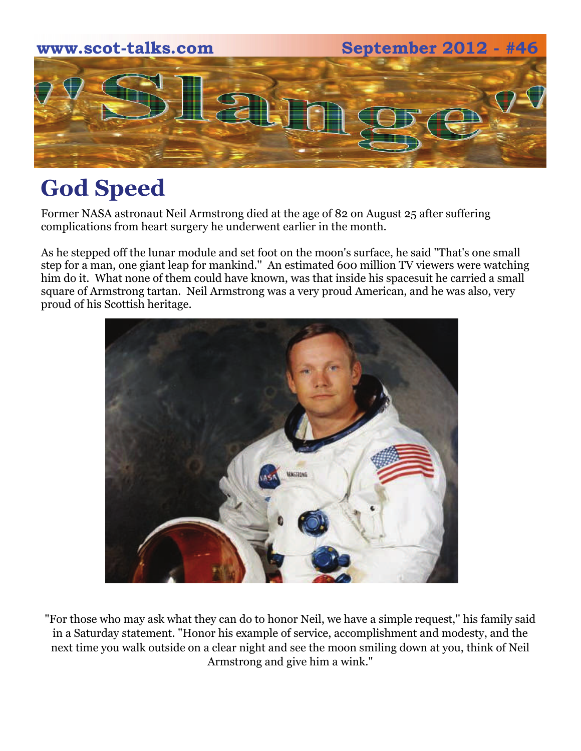# God Speed

Former NASA astronaut Neil Armstrong died at the age of 82 on August 25 after suffering complications from heart surgery he underwent earlier in the month.

As he stepped off the lunar module and set foot on the moon's surface, he said "That's one small step for a man, one giant leap for mankind." An estimated 600 million TV viewers were watching him do it. What none of them could have known, was that inside his spacesuit he carried a small square of Armstrong tartan. Neil Armstrong was a very proud American, and he was also, very proud of his Scottish heritage.

"For those who may ask what they can do to honor Neil, we have a simple request," his family said in a Saturday statement. "Honor his example of service, accomplishment and modesty, and the next time you walk outside on a clear night and see the moon smiling down at you, think of Neil Armstrong and give him a wink."